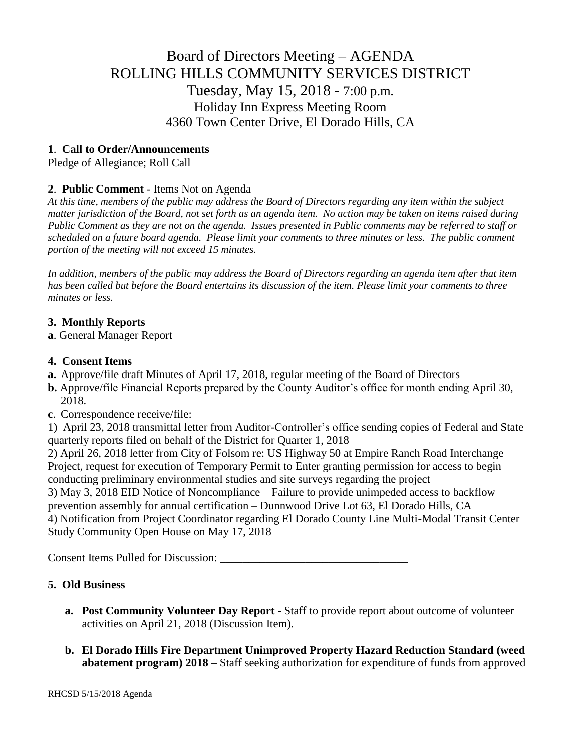# Board of Directors Meeting – AGENDA
# ROLLING HILLS COMMUNITY SERVICES DISTRICT
## Tuesday, May 15, 2018 - 7:00 p.m.
### Holiday Inn Express Meeting Room
### 4360 Town Center Drive, El Dorado Hills, CA

**1**. **Call to Order/Announcements**
Pledge of Allegiance; Roll Call

**2**. **Public Comment** - Items Not on Agenda
*At this time, members of the public may address the Board of Directors regarding any item within the subject matter jurisdiction of the Board, not set forth as an agenda item. No action may be taken on items raised during Public Comment as they are not on the agenda. Issues presented in Public comments may be referred to staff or scheduled on a future board agenda. Please limit your comments to three minutes or less. The public comment portion of the meeting will not exceed 15 minutes.*

*In addition, members of the public may address the Board of Directors regarding an agenda item after that item has been called but before the Board entertains its discussion of the item. Please limit your comments to three minutes or less.*

**3. Monthly Reports**
**a**. General Manager Report

**4. Consent Items**
**a.** Approve/file draft Minutes of April 17, 2018, regular meeting of the Board of Directors
**b.** Approve/file Financial Reports prepared by the County Auditor's office for month ending April 30, 2018.
**c**. Correspondence receive/file:
1) April 23, 2018 transmittal letter from Auditor-Controller's office sending copies of Federal and State quarterly reports filed on behalf of the District for Quarter 1, 2018
2) April 26, 2018 letter from City of Folsom re: US Highway 50 at Empire Ranch Road Interchange Project, request for execution of Temporary Permit to Enter granting permission for access to begin conducting preliminary environmental studies and site surveys regarding the project
3) May 3, 2018 EID Notice of Noncompliance – Failure to provide unimpeded access to backflow prevention assembly for annual certification – Dunnwood Drive Lot 63, El Dorado Hills, CA
4) Notification from Project Coordinator regarding El Dorado County Line Multi-Modal Transit Center Study Community Open House on May 17, 2018

Consent Items Pulled for Discussion: ________________________________

**5. Old Business**

- **a. Post Community Volunteer Day Report -** Staff to provide report about outcome of volunteer activities on April 21, 2018 (Discussion Item).

- **b. El Dorado Hills Fire Department Unimproved Property Hazard Reduction Standard (weed abatement program) 2018 –** Staff seeking authorization for expenditure of funds from approved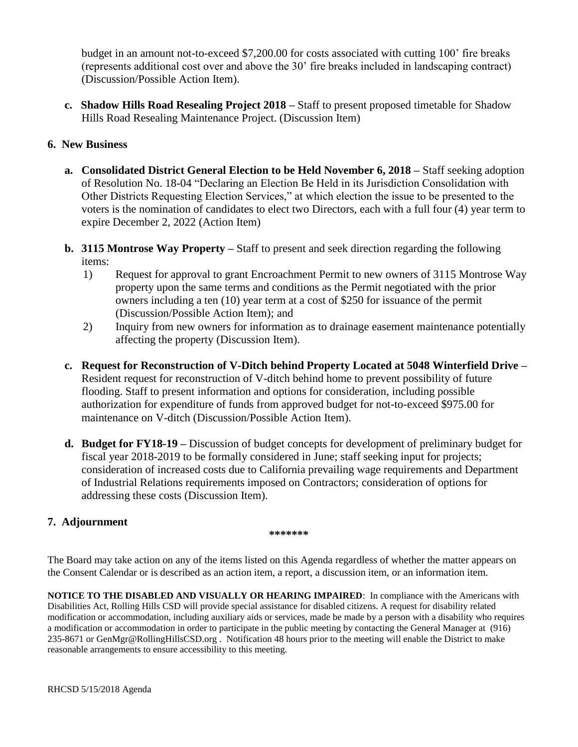budget in an amount not-to-exceed $7,200.00 for costs associated with cutting 100' fire breaks (represents additional cost over and above the 30' fire breaks included in landscaping contract) (Discussion/Possible Action Item).

c. **Shadow Hills Road Resealing Project 2018 –** Staff to present proposed timetable for Shadow Hills Road Resealing Maintenance Project. (Discussion Item)

## 6. New Business

a. **Consolidated District General Election to be Held November 6, 2018 –** Staff seeking adoption of Resolution No. 18-04 "Declaring an Election Be Held in its Jurisdiction Consolidation with Other Districts Requesting Election Services," at which election the issue to be presented to the voters is the nomination of candidates to elect two Directors, each with a full four (4) year term to expire December 2, 2022 (Action Item)

b. **3115 Montrose Way Property –** Staff to present and seek direction regarding the following items:
   1) Request for approval to grant Encroachment Permit to new owners of 3115 Montrose Way property upon the same terms and conditions as the Permit negotiated with the prior owners including a ten (10) year term at a cost of $250 for issuance of the permit (Discussion/Possible Action Item); and
   2) Inquiry from new owners for information as to drainage easement maintenance potentially affecting the property (Discussion Item).

c. **Request for Reconstruction of V-Ditch behind Property Located at 5048 Winterfield Drive –** Resident request for reconstruction of V-ditch behind home to prevent possibility of future flooding. Staff to present information and options for consideration, including possible authorization for expenditure of funds from approved budget for not-to-exceed $975.00 for maintenance on V-ditch (Discussion/Possible Action Item).

d. **Budget for FY18-19 –** Discussion of budget concepts for development of preliminary budget for fiscal year 2018-2019 to be formally considered in June; staff seeking input for projects; consideration of increased costs due to California prevailing wage requirements and Department of Industrial Relations requirements imposed on Contractors; consideration of options for addressing these costs (Discussion Item).

## 7. Adjournment

*******

The Board may take action on any of the items listed on this Agenda regardless of whether the matter appears on the Consent Calendar or is described as an action item, a report, a discussion item, or an information item.

**NOTICE TO THE DISABLED AND VISUALLY OR HEARING IMPAIRED**: In compliance with the Americans with Disabilities Act, Rolling Hills CSD will provide special assistance for disabled citizens. A request for disability related modification or accommodation, including auxiliary aids or services, made be made by a person with a disability who requires a modification or accommodation in order to participate in the public meeting by contacting the General Manager at (916) 235-8671 or GenMgr@RollingHillsCSD.org . Notification 48 hours prior to the meeting will enable the District to make reasonable arrangements to ensure accessibility to this meeting.